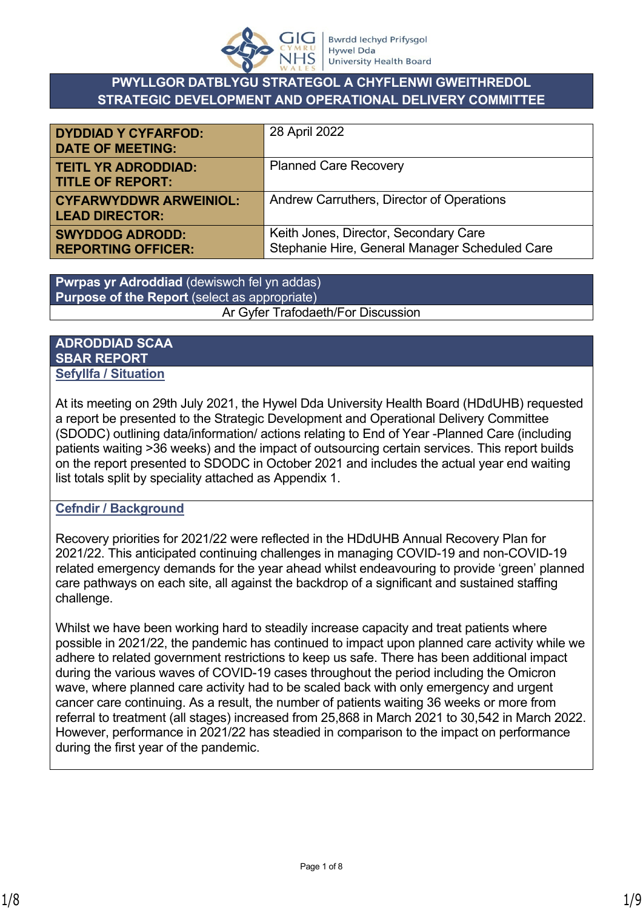# PWYLLGOR DATBLYGU STRATEGOL A CHYFLENWI GWEITHREDOL
# STRATEGIC DEVELOPMENT AND OPERATIONAL DELIVERY COMMITTEE

| | |
|---|---|
| **DYDDIAD Y CYFARFOD: DATE OF MEETING:** | 28 April 2022 |
| **TEITL YR ADRODDIAD: TITLE OF REPORT:** | Planned Care Recovery |
| **CYFARWYDDWR ARWEINIOL: LEAD DIRECTOR:** | Andrew Carruthers, Director of Operations |
| **SWYDDOG ADRODD: REPORTING OFFICER:** | Keith Jones, Director, Secondary Care<br>Stephanie Hire, General Manager Scheduled Care |

| **Pwrpas yr Adroddiad** (dewiswch fel yn addas)<br>**Purpose of the Report** (select as appropriate) |
|---|
| Ar Gyfer Trafodaeth/For Discussion |

## ADRODDIAD SCAA
## SBAR REPORT

### Sefyllfa / Situation

At its meeting on 29th July 2021, the Hywel Dda University Health Board (HDdUHB) requested a report be presented to the Strategic Development and Operational Delivery Committee (SDODC) outlining data/information/ actions relating to End of Year -Planned Care (including patients waiting >36 weeks) and the impact of outsourcing certain services. This report builds on the report presented to SDODC in October 2021 and includes the actual year end waiting list totals split by speciality attached as Appendix 1.

### Cefndir / Background

Recovery priorities for 2021/22 were reflected in the HDdUHB Annual Recovery Plan for 2021/22. This anticipated continuing challenges in managing COVID-19 and non-COVID-19 related emergency demands for the year ahead whilst endeavouring to provide 'green' planned care pathways on each site, all against the backdrop of a significant and sustained staffing challenge.

Whilst we have been working hard to steadily increase capacity and treat patients where possible in 2021/22, the pandemic has continued to impact upon planned care activity while we adhere to related government restrictions to keep us safe. There has been additional impact during the various waves of COVID-19 cases throughout the period including the Omicron wave, where planned care activity had to be scaled back with only emergency and urgent cancer care continuing. As a result, the number of patients waiting 36 weeks or more from referral to treatment (all stages) increased from 25,868 in March 2021 to 30,542 in March 2022. However, performance in 2021/22 has steadied in comparison to the impact on performance during the first year of the pandemic.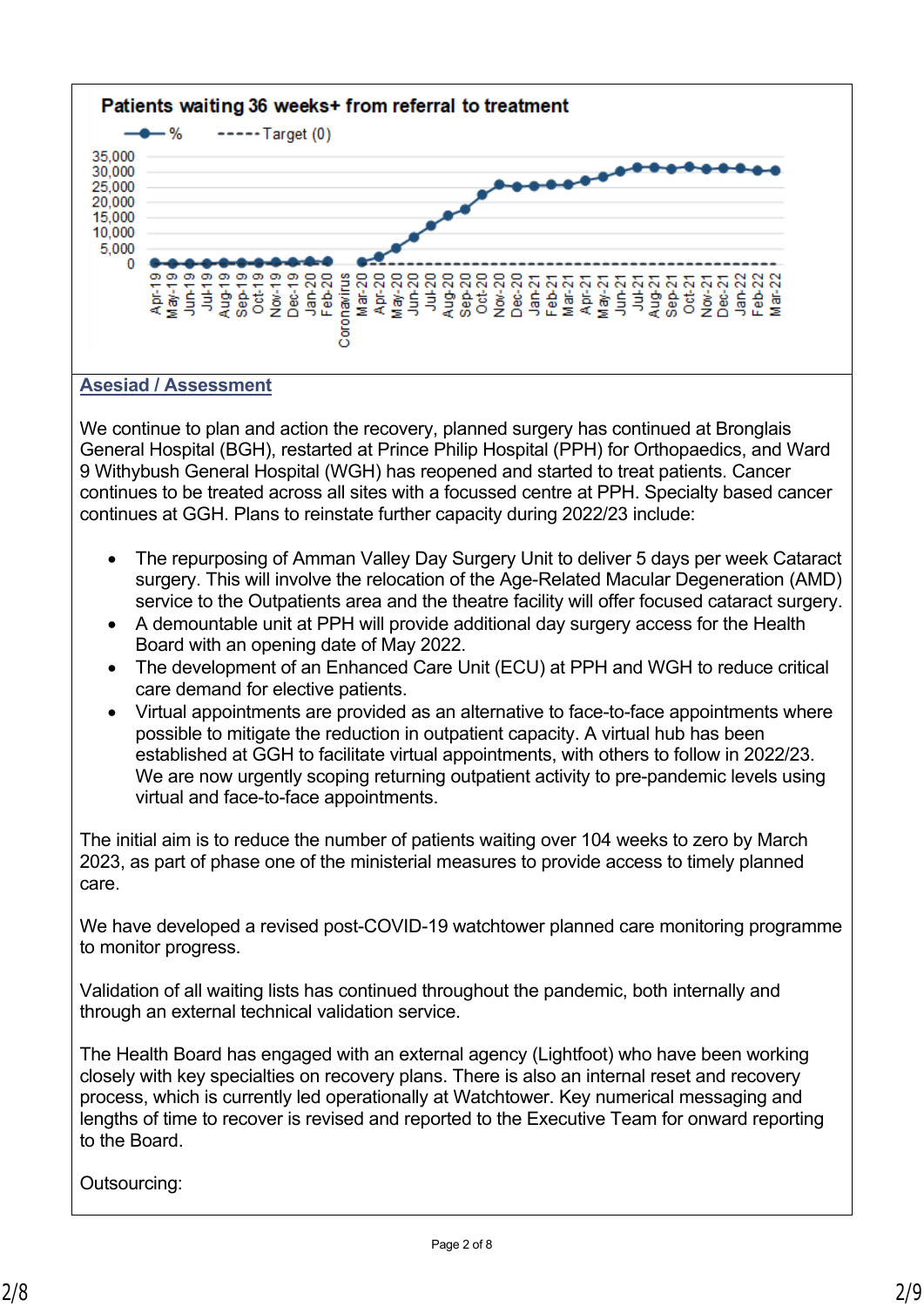**Patients waiting 36 weeks+ from referral to treatment**

**Asesiad / Assessment**

We continue to plan and action the recovery, planned surgery has continued at Bronglais General Hospital (BGH), restarted at Prince Philip Hospital (PPH) for Orthopaedics, and Ward 9 Withybush General Hospital (WGH) has reopened and started to treat patients. Cancer continues to be treated across all sites with a focussed centre at PPH. Specialty based cancer continues at GGH. Plans to reinstate further capacity during 2022/23 include:

- The repurposing of Amman Valley Day Surgery Unit to deliver 5 days per week Cataract surgery. This will involve the relocation of the Age-Related Macular Degeneration (AMD) service to the Outpatients area and the theatre facility will offer focused cataract surgery.
- A demountable unit at PPH will provide additional day surgery access for the Health Board with an opening date of May 2022.
- The development of an Enhanced Care Unit (ECU) at PPH and WGH to reduce critical care demand for elective patients.
- Virtual appointments are provided as an alternative to face-to-face appointments where possible to mitigate the reduction in outpatient capacity. A virtual hub has been established at GGH to facilitate virtual appointments, with others to follow in 2022/23. We are now urgently scoping returning outpatient activity to pre-pandemic levels using virtual and face-to-face appointments.

The initial aim is to reduce the number of patients waiting over 104 weeks to zero by March 2023, as part of phase one of the ministerial measures to provide access to timely planned care.

We have developed a revised post-COVID-19 watchtower planned care monitoring programme to monitor progress.

Validation of all waiting lists has continued throughout the pandemic, both internally and through an external technical validation service.

The Health Board has engaged with an external agency (Lightfoot) who have been working closely with key specialties on recovery plans. There is also an internal reset and recovery process, which is currently led operationally at Watchtower. Key numerical messaging and lengths of time to recover is revised and reported to the Executive Team for onward reporting to the Board.

Outsourcing: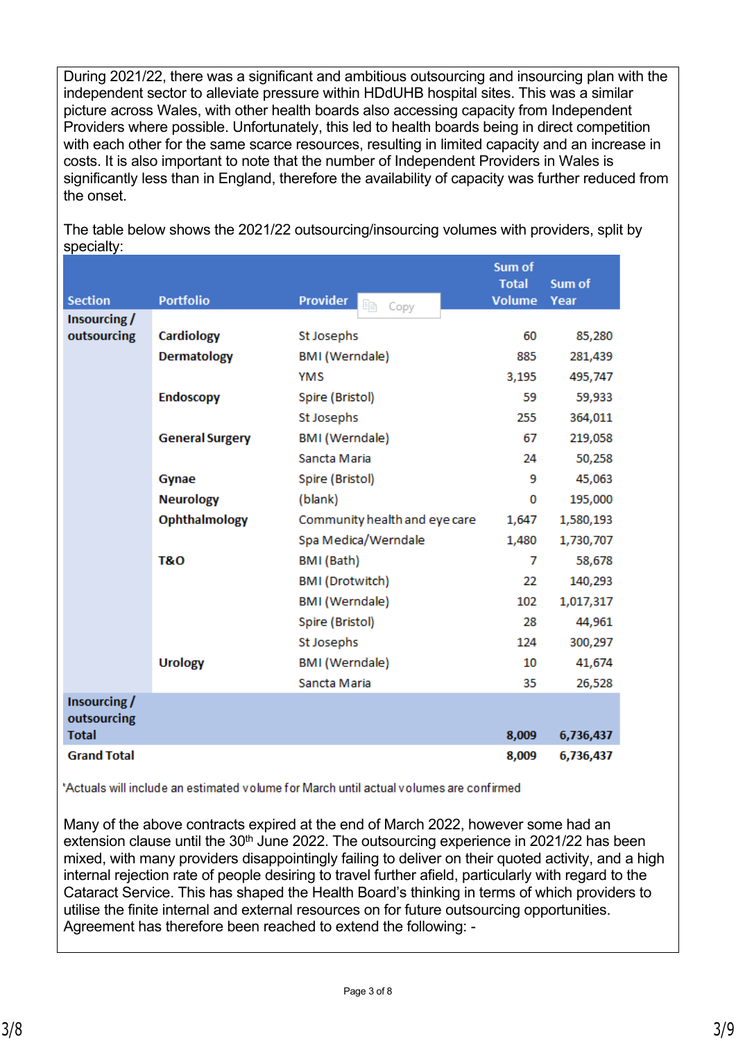During 2021/22, there was a significant and ambitious outsourcing and insourcing plan with the independent sector to alleviate pressure within HDdUHB hospital sites. This was a similar picture across Wales, with other health boards also accessing capacity from Independent Providers where possible. Unfortunately, this led to health boards being in direct competition with each other for the same scarce resources, resulting in limited capacity and an increase in costs. It is also important to note that the number of Independent Providers in Wales is significantly less than in England, therefore the availability of capacity was further reduced from the onset.

The table below shows the 2021/22 outsourcing/insourcing volumes with providers, split by specialty:

| Section | Portfolio | Provider | Sum of Total Volume | Sum of Year |
|---|---|---|---|---|
| Insourcing / outsourcing | Cardiology | St Josephs | 60 | 85,280 |
| | Dermatology | BMI (Werndale) | 885 | 281,439 |
| | | YMS | 3,195 | 495,747 |
| | Endoscopy | Spire (Bristol) | 59 | 59,933 |
| | | St Josephs | 255 | 364,011 |
| | General Surgery | BMI (Werndale) | 67 | 219,058 |
| | | Sancta Maria | 24 | 50,258 |
| | Gynae | Spire (Bristol) | 9 | 45,063 |
| | Neurology | (blank) | 0 | 195,000 |
| | Ophthalmology | Community health and eye care | 1,647 | 1,580,193 |
| | | Spa Medica/Werndale | 1,480 | 1,730,707 |
| | T&O | BMI (Bath) | 7 | 58,678 |
| | | BMI (Drotwitch) | 22 | 140,293 |
| | | BMI (Werndale) | 102 | 1,017,317 |
| | | Spire (Bristol) | 28 | 44,961 |
| | | St Josephs | 124 | 300,297 |
| | Urology | BMI (Werndale) | 10 | 41,674 |
| | | Sancta Maria | 35 | 26,528 |
| **Insourcing / outsourcing Total** | | | **8,009** | **6,736,437** |
| **Grand Total** | | | **8,009** | **6,736,437** |

'Actuals will include an estimated volume for March until actual volumes are confirmed

Many of the above contracts expired at the end of March 2022, however some had an extension clause until the 30th June 2022. The outsourcing experience in 2021/22 has been mixed, with many providers disappointingly failing to deliver on their quoted activity, and a high internal rejection rate of people desiring to travel further afield, particularly with regard to the Cataract Service. This has shaped the Health Board's thinking in terms of which providers to utilise the finite internal and external resources on for future outsourcing opportunities. Agreement has therefore been reached to extend the following: -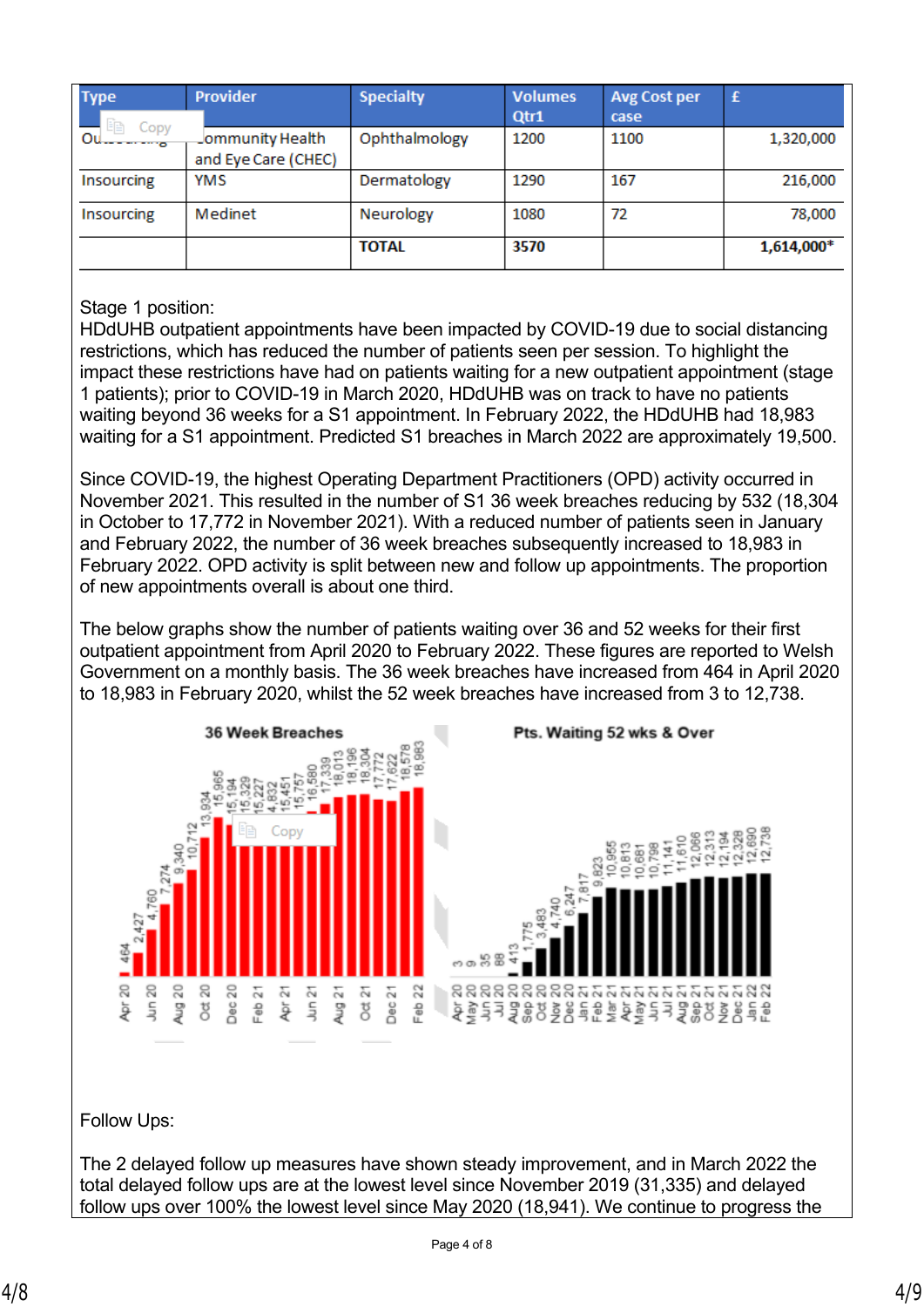| Type | Provider | Specialty | Volumes Qtr1 | Avg Cost per case | £ |
|---|---|---|---|---|---|
| Outsourcing | Community Health and Eye Care (CHEC) | Ophthalmology | 1200 | 1100 | 1,320,000 |
| Insourcing | YMS | Dermatology | 1290 | 167 | 216,000 |
| Insourcing | Medinet | Neurology | 1080 | 72 | 78,000 |
| | | **TOTAL** | **3570** | | **1,614,000*** |

Stage 1 position:
HDdUHB outpatient appointments have been impacted by COVID-19 due to social distancing restrictions, which has reduced the number of patients seen per session. To highlight the impact these restrictions have had on patients waiting for a new outpatient appointment (stage 1 patients); prior to COVID-19 in March 2020, HDdUHB was on track to have no patients waiting beyond 36 weeks for a S1 appointment. In February 2022, the HDdUHB had 18,983 waiting for a S1 appointment. Predicted S1 breaches in March 2022 are approximately 19,500.

Since COVID-19, the highest Operating Department Practitioners (OPD) activity occurred in November 2021. This resulted in the number of S1 36 week breaches reducing by 532 (18,304 in October to 17,772 in November 2021). With a reduced number of patients seen in January and February 2022, the number of 36 week breaches subsequently increased to 18,983 in February 2022. OPD activity is split between new and follow up appointments. The proportion of new appointments overall is about one third.

The below graphs show the number of patients waiting over 36 and 52 weeks for their first outpatient appointment from April 2020 to February 2022. These figures are reported to Welsh Government on a monthly basis. The 36 week breaches have increased from 464 in April 2020 to 18,983 in February 2020, whilst the 52 week breaches have increased from 3 to 12,738.

**36 Week Breaches**

| Month | Breaches |
|---|---|
| Apr 20 | 464 |
| May 20 | 2,427 |
| Jun 20 | 4,760 |
| Jul 20 | 7,274 |
| Aug 20 | 9,340 |
| Sep 20 | 10,712 |
| Oct 20 | 13,934 |
| Nov 20 | 15,965 |
| Dec 20 | 15,194 |
| Jan 21 | 15,329 |
| Feb 21 | 15,227 |
| Mar 21 | 4,832 |
| Apr 21 | 15,451 |
| May 21 | 15,757 |
| Jun 21 | 16,580 |
| Jul 21 | 17,339 |
| Aug 21 | 18,013 |
| Sep 21 | 18,196 |
| Oct 21 | 18,304 |
| Nov 21 | 17,772 |
| Dec 21 | 17,622 |
| Jan 22 | 18,578 |
| Feb 22 | 18,983 |

**Pts. Waiting 52 wks & Over**

| Month | Patients |
|---|---|
| Apr 20 | 3 |
| May 20 | 9 |
| Jun 20 | 35 |
| Jul 20 | 88 |
| Aug 20 | 413 |
| Sep 20 | 1,775 |
| Oct 20 | 3,483 |
| Nov 20 | 4,740 |
| Dec 20 | 6,247 |
| Jan 21 | 7,817 |
| Feb 21 | 9,823 |
| Mar 21 | 10,955 |
| Apr 21 | 10,813 |
| May 21 | 10,681 |
| Jun 21 | 10,798 |
| Jul 21 | 11,141 |
| Aug 21 | 11,610 |
| Sep 21 | 12,066 |
| Oct 21 | 12,313 |
| Nov 21 | 12,194 |
| Dec 21 | 12,328 |
| Jan 22 | 12,690 |
| Feb 22 | 12,738 |

Follow Ups:

The 2 delayed follow up measures have shown steady improvement, and in March 2022 the total delayed follow ups are at the lowest level since November 2019 (31,335) and delayed follow ups over 100% the lowest level since May 2020 (18,941). We continue to progress the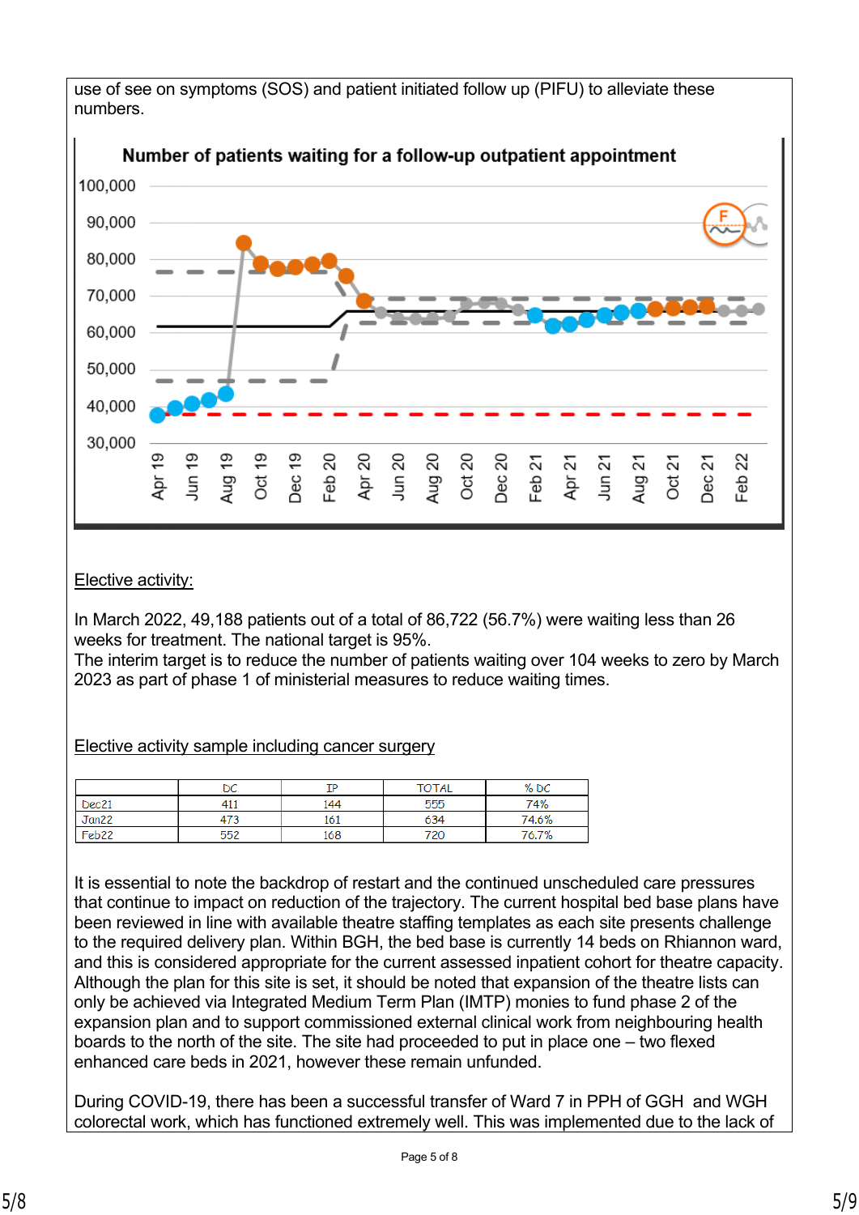use of see on symptoms (SOS) and patient initiated follow up (PIFU) to alleviate these numbers.

Elective activity:

In March 2022, 49,188 patients out of a total of 86,722 (56.7%) were waiting less than 26 weeks for treatment. The national target is 95%.
The interim target is to reduce the number of patients waiting over 104 weeks to zero by March 2023 as part of phase 1 of ministerial measures to reduce waiting times.

Elective activity sample including cancer surgery

| | DC | IP | TOTAL | % DC |
|---|---|---|---|---|
| Dec21 | 411 | 144 | 555 | 74% |
| Jan22 | 473 | 161 | 634 | 74.6% |
| Feb22 | 552 | 168 | 720 | 76.7% |

It is essential to note the backdrop of restart and the continued unscheduled care pressures that continue to impact on reduction of the trajectory. The current hospital bed base plans have been reviewed in line with available theatre staffing templates as each site presents challenge to the required delivery plan. Within BGH, the bed base is currently 14 beds on Rhiannon ward, and this is considered appropriate for the current assessed inpatient cohort for theatre capacity. Although the plan for this site is set, it should be noted that expansion of the theatre lists can only be achieved via Integrated Medium Term Plan (IMTP) monies to fund phase 2 of the expansion plan and to support commissioned external clinical work from neighbouring health boards to the north of the site. The site had proceeded to put in place one – two flexed enhanced care beds in 2021, however these remain unfunded.

During COVID-19, there has been a successful transfer of Ward 7 in PPH of GGH and WGH colorectal work, which has functioned extremely well. This was implemented due to the lack of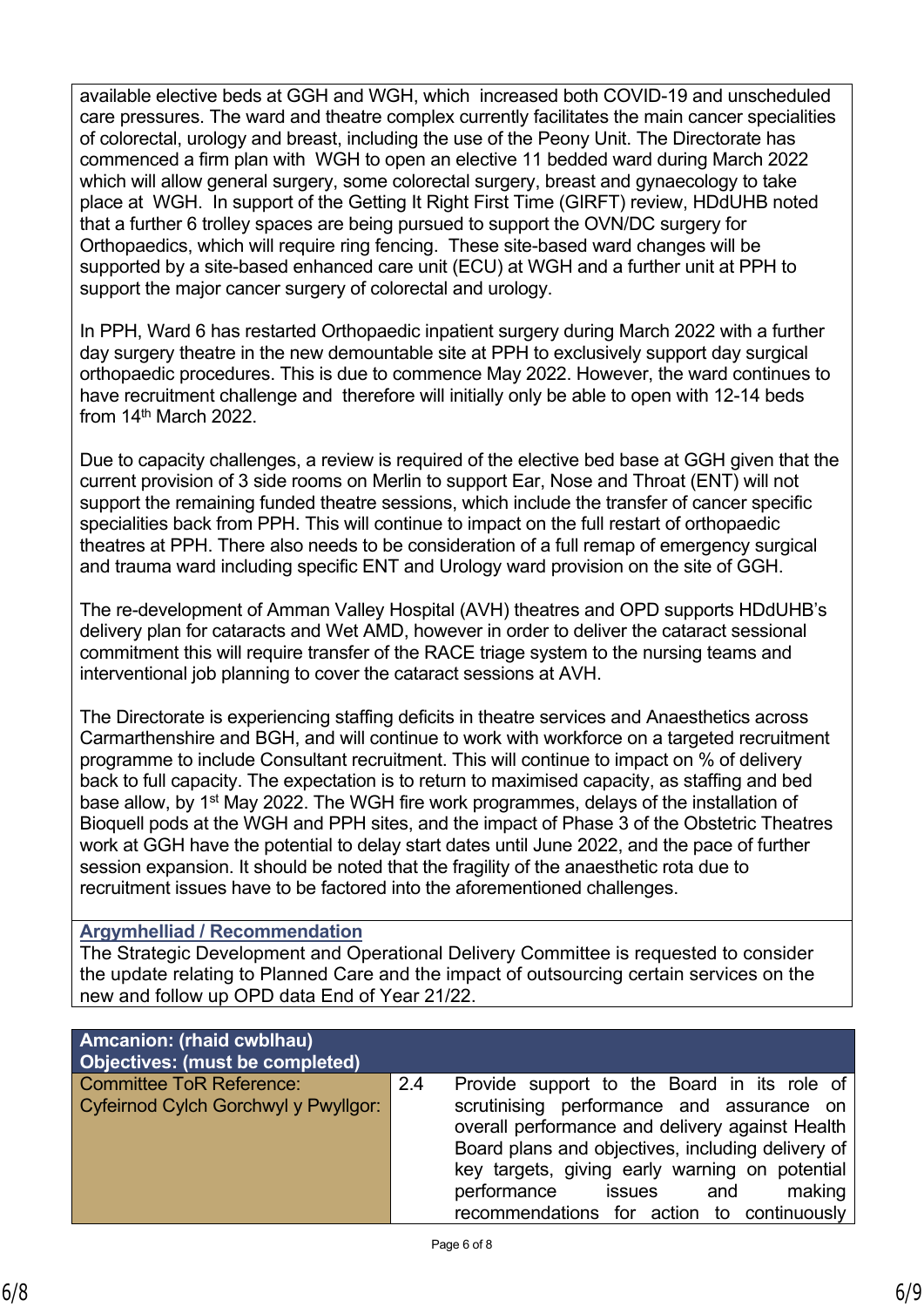available elective beds at GGH and WGH, which increased both COVID-19 and unscheduled care pressures. The ward and theatre complex currently facilitates the main cancer specialities of colorectal, urology and breast, including the use of the Peony Unit. The Directorate has commenced a firm plan with WGH to open an elective 11 bedded ward during March 2022 which will allow general surgery, some colorectal surgery, breast and gynaecology to take place at WGH. In support of the Getting It Right First Time (GIRFT) review, HDdUHB noted that a further 6 trolley spaces are being pursued to support the OVN/DC surgery for Orthopaedics, which will require ring fencing. These site-based ward changes will be supported by a site-based enhanced care unit (ECU) at WGH and a further unit at PPH to support the major cancer surgery of colorectal and urology.

In PPH, Ward 6 has restarted Orthopaedic inpatient surgery during March 2022 with a further day surgery theatre in the new demountable site at PPH to exclusively support day surgical orthopaedic procedures. This is due to commence May 2022. However, the ward continues to have recruitment challenge and therefore will initially only be able to open with 12-14 beds from 14th March 2022.

Due to capacity challenges, a review is required of the elective bed base at GGH given that the current provision of 3 side rooms on Merlin to support Ear, Nose and Throat (ENT) will not support the remaining funded theatre sessions, which include the transfer of cancer specific specialities back from PPH. This will continue to impact on the full restart of orthopaedic theatres at PPH. There also needs to be consideration of a full remap of emergency surgical and trauma ward including specific ENT and Urology ward provision on the site of GGH.

The re-development of Amman Valley Hospital (AVH) theatres and OPD supports HDdUHB's delivery plan for cataracts and Wet AMD, however in order to deliver the cataract sessional commitment this will require transfer of the RACE triage system to the nursing teams and interventional job planning to cover the cataract sessions at AVH.

The Directorate is experiencing staffing deficits in theatre services and Anaesthetics across Carmarthenshire and BGH, and will continue to work with workforce on a targeted recruitment programme to include Consultant recruitment. This will continue to impact on % of delivery back to full capacity. The expectation is to return to maximised capacity, as staffing and bed base allow, by 1st May 2022. The WGH fire work programmes, delays of the installation of Bioquell pods at the WGH and PPH sites, and the impact of Phase 3 of the Obstetric Theatres work at GGH have the potential to delay start dates until June 2022, and the pace of further session expansion. It should be noted that the fragility of the anaesthetic rota due to recruitment issues have to be factored into the aforementioned challenges.

**Argymhelliad / Recommendation**

The Strategic Development and Operational Delivery Committee is requested to consider the update relating to Planned Care and the impact of outsourcing certain services on the new and follow up OPD data End of Year 21/22.

| **Amcanion: (rhaid cwblhau)<br>Objectives: (must be completed)** | | |
|---|---|---|
| Committee ToR Reference:<br>Cyfeirnod Cylch Gorchwyl y Pwyllgor: | 2.4 | Provide support to the Board in its role of scrutinising performance and assurance on overall performance and delivery against Health Board plans and objectives, including delivery of key targets, giving early warning on potential performance issues and making recommendations for action to continuously |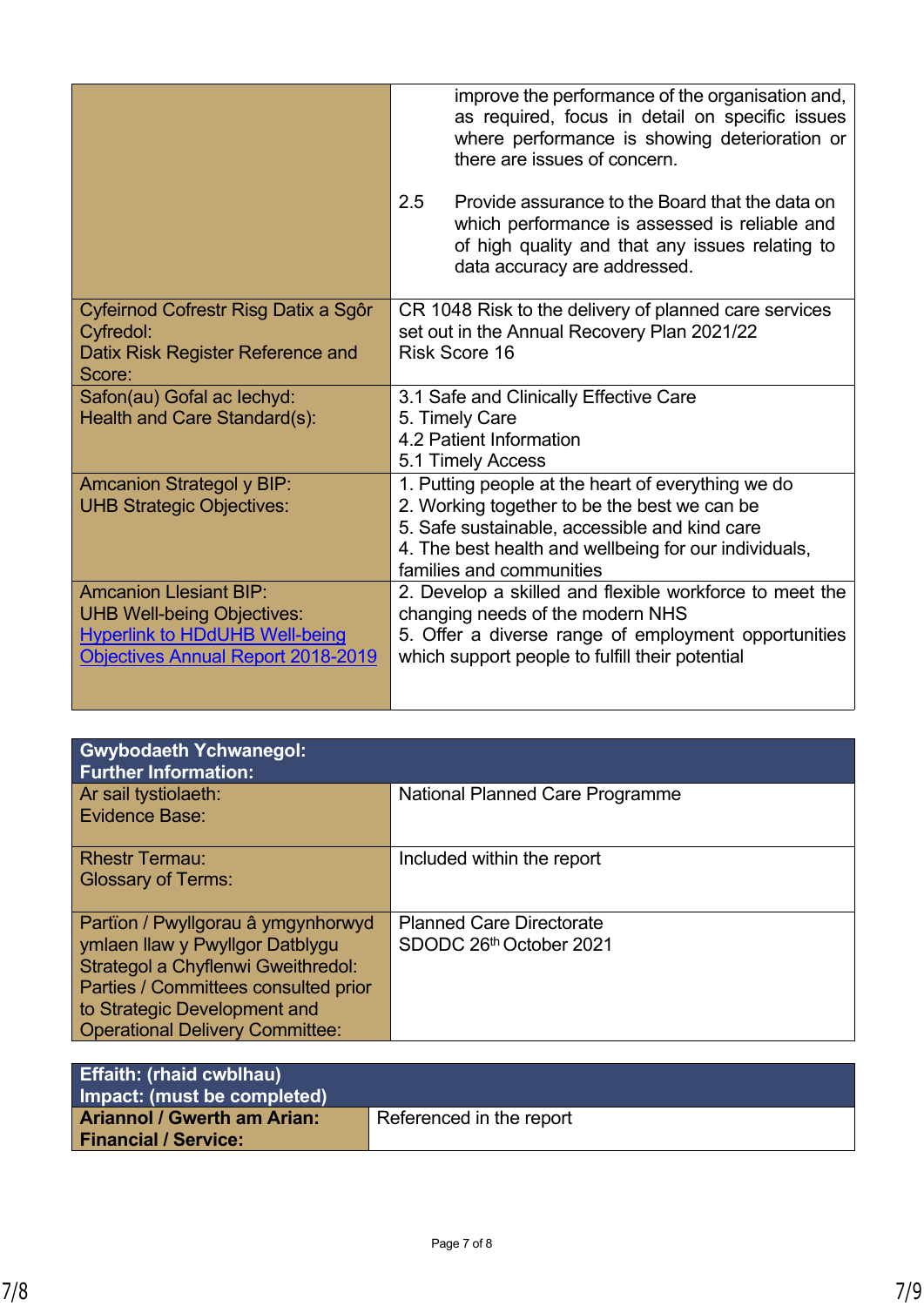| | |
|---|---|
| | improve the performance of the organisation and, as required, focus in detail on specific issues where performance is showing deterioration or there are issues of concern.<br><br>2.5 Provide assurance to the Board that the data on which performance is assessed is reliable and of high quality and that any issues relating to data accuracy are addressed. |
| Cyfeirnod Cofrestr Risg Datix a Sgôr Cyfredol:<br>Datix Risk Register Reference and Score: | CR 1048 Risk to the delivery of planned care services set out in the Annual Recovery Plan 2021/22<br>Risk Score 16 |
| Safon(au) Gofal ac Iechyd:<br>Health and Care Standard(s): | 3.1 Safe and Clinically Effective Care<br>5. Timely Care<br>4.2 Patient Information<br>5.1 Timely Access |
| Amcanion Strategol y BIP:<br>UHB Strategic Objectives: | 1. Putting people at the heart of everything we do<br>2. Working together to be the best we can be<br>5. Safe sustainable, accessible and kind care<br>4. The best health and wellbeing for our individuals, families and communities |
| Amcanion Llesiant BIP:<br>UHB Well-being Objectives:<br>Hyperlink to HDdUHB Well-being Objectives Annual Report 2018-2019 | 2. Develop a skilled and flexible workforce to meet the changing needs of the modern NHS<br>5. Offer a diverse range of employment opportunities which support people to fulfill their potential |

| **Gwybodaeth Ychwanegol:<br>Further Information:** | |
|---|---|
| Ar sail tystiolaeth:<br>Evidence Base: | National Planned Care Programme |
| Rhestr Termau:<br>Glossary of Terms: | Included within the report |
| Partïon / Pwyllgorau â ymgynhorwyd ymlaen llaw y Pwyllgor Datblygu Strategol a Chyflenwi Gweithredol:<br>Parties / Committees consulted prior to Strategic Development and Operational Delivery Committee: | Planned Care Directorate<br>SDODC 26th October 2021 |

| **Effaith: (rhaid cwblhau)<br>Impact: (must be completed)** | |
|---|---|
| **Ariannol / Gwerth am Arian:<br>Financial / Service:** | Referenced in the report |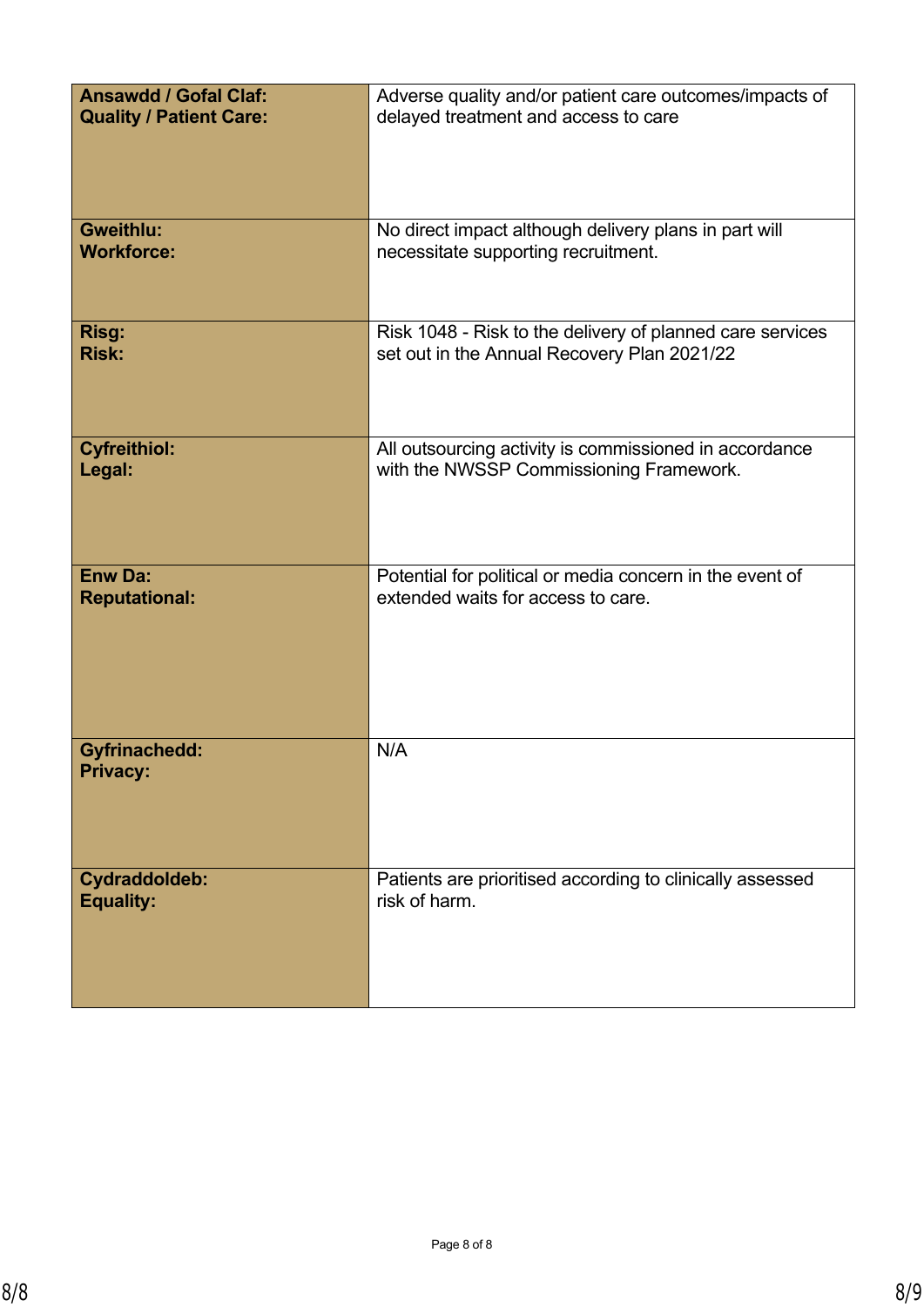| | |
|---|---|
| **Ansawdd / Gofal Claf:**<br>**Quality / Patient Care:** | Adverse quality and/or patient care outcomes/impacts of delayed treatment and access to care |
| **Gweithlu:**<br>**Workforce:** | No direct impact although delivery plans in part will necessitate supporting recruitment. |
| **Risg:**<br>**Risk:** | Risk 1048 - Risk to the delivery of planned care services set out in the Annual Recovery Plan 2021/22 |
| **Cyfreithiol:**<br>**Legal:** | All outsourcing activity is commissioned in accordance with the NWSSP Commissioning Framework. |
| **Enw Da:**<br>**Reputational:** | Potential for political or media concern in the event of extended waits for access to care. |
| **Gyfrinachedd:**<br>**Privacy:** | N/A |
| **Cydraddoldeb:**<br>**Equality:** | Patients are prioritised according to clinically assessed risk of harm. |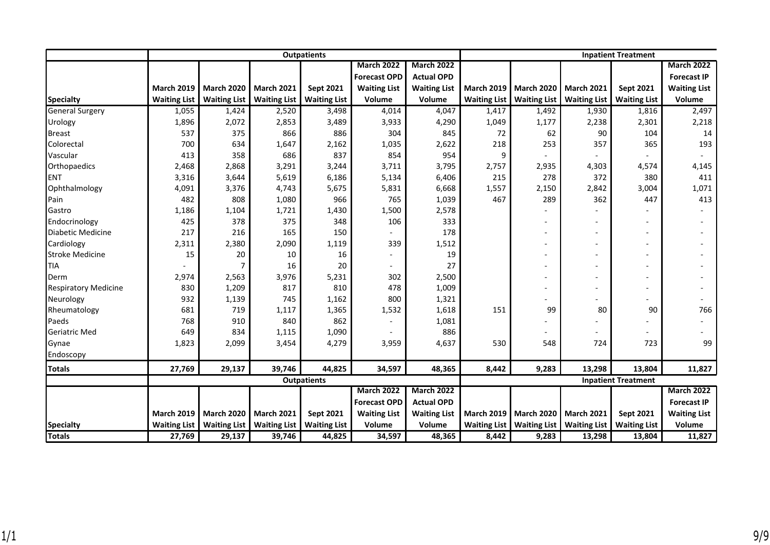| | Outpatients | | | | | | Inpatient Treatment | | | | |
|---|---|---|---|---|---|---|---|---|---|---|---|
| Specialty | March 2019 Waiting List | March 2020 Waiting List | March 2021 Waiting List | Sept 2021 Waiting List | March 2022 Forecast OPD Waiting List Volume | March 2022 Actual OPD Waiting List Volume | March 2019 Waiting List | March 2020 Waiting List | March 2021 Waiting List | Sept 2021 Waiting List | March 2022 Forecast IP Waiting List Volume |
| General Surgery | 1,055 | 1,424 | 2,520 | 3,498 | 4,014 | 4,047 | 1,417 | 1,492 | 1,930 | 1,816 | 2,497 |
| Urology | 1,896 | 2,072 | 2,853 | 3,489 | 3,933 | 4,290 | 1,049 | 1,177 | 2,238 | 2,301 | 2,218 |
| Breast | 537 | 375 | 866 | 886 | 304 | 845 | 72 | 62 | 90 | 104 | 14 |
| Colorectal | 700 | 634 | 1,647 | 2,162 | 1,035 | 2,622 | 218 | 253 | 357 | 365 | 193 |
| Vascular | 413 | 358 | 686 | 837 | 854 | 954 | 9 | - | - | - | - |
| Orthopaedics | 2,468 | 2,868 | 3,291 | 3,244 | 3,711 | 3,795 | 2,757 | 2,935 | 4,303 | 4,574 | 4,145 |
| ENT | 3,316 | 3,644 | 5,619 | 6,186 | 5,134 | 6,406 | 215 | 278 | 372 | 380 | 411 |
| Ophthalmology | 4,091 | 3,376 | 4,743 | 5,675 | 5,831 | 6,668 | 1,557 | 2,150 | 2,842 | 3,004 | 1,071 |
| Pain | 482 | 808 | 1,080 | 966 | 765 | 1,039 | 467 | 289 | 362 | 447 | 413 |
| Gastro | 1,186 | 1,104 | 1,721 | 1,430 | 1,500 | 2,578 | | - | - | - | - |
| Endocrinology | 425 | 378 | 375 | 348 | 106 | 333 | | - | - | - | - |
| Diabetic Medicine | 217 | 216 | 165 | 150 | - | 178 | | - | - | - | - |
| Cardiology | 2,311 | 2,380 | 2,090 | 1,119 | 339 | 1,512 | | - | - | - | - |
| Stroke Medicine | 15 | 20 | 10 | 16 | - | 19 | | - | - | - | - |
| TIA | - | 7 | 16 | 20 | - | 27 | | - | - | - | - |
| Derm | 2,974 | 2,563 | 3,976 | 5,231 | 302 | 2,500 | | - | - | - | - |
| Respiratory Medicine | 830 | 1,209 | 817 | 810 | 478 | 1,009 | | - | - | - | - |
| Neurology | 932 | 1,139 | 745 | 1,162 | 800 | 1,321 | | - | - | - | - |
| Rheumatology | 681 | 719 | 1,117 | 1,365 | 1,532 | 1,618 | 151 | 99 | 80 | 90 | 766 |
| Paeds | 768 | 910 | 840 | 862 | - | 1,081 | | - | - | - | - |
| Geriatric Med | 649 | 834 | 1,115 | 1,090 | - | 886 | | - | - | - | - |
| Gynae | 1,823 | 2,099 | 3,454 | 4,279 | 3,959 | 4,637 | 530 | 548 | 724 | 723 | 99 |
| Endoscopy | | | | | | | | | | | |
| **Totals** | **27,769** | **29,137** | **39,746** | **44,825** | **34,597** | **48,365** | **8,442** | **9,283** | **13,298** | **13,804** | **11,827** |

| | Outpatients | | | | | | Inpatient Treatment | | | | |
|---|---|---|---|---|---|---|---|---|---|---|---|
| Specialty | March 2019 Waiting List | March 2020 Waiting List | March 2021 Waiting List | Sept 2021 Waiting List | March 2022 Forecast OPD Waiting List Volume | March 2022 Actual OPD Waiting List Volume | March 2019 Waiting List | March 2020 Waiting List | March 2021 Waiting List | Sept 2021 Waiting List | March 2022 Forecast IP Waiting List Volume |
| **Totals** | **27,769** | **29,137** | **39,746** | **44,825** | **34,597** | **48,365** | **8,442** | **9,283** | **13,298** | **13,804** | **11,827** |